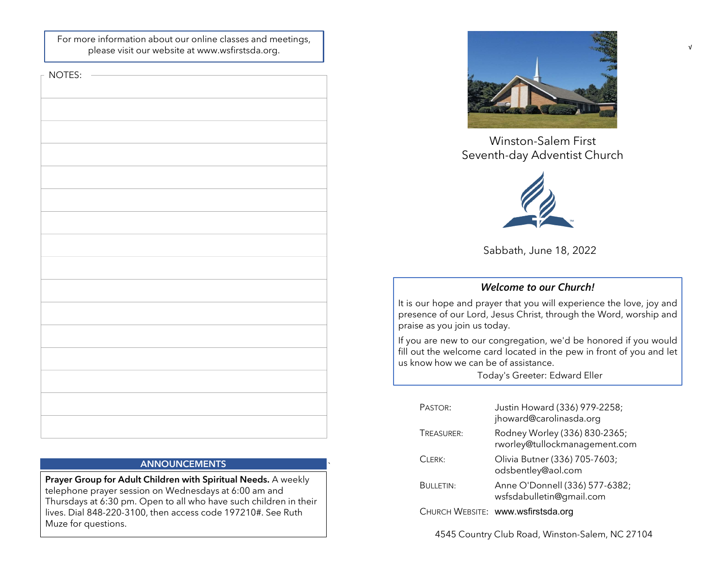For more information about our online classes and meetings, please visit our website at www.wsfirstsda.org.

NOTES:

## ANNOUNCEMENTS

**Prayer Group for Adult Children with Spiritual Needs.** A weekly telephone prayer session on Wednesdays at 6:00 am and Thursdays at 6:30 pm. Open to all who have such children in their lives. Dial 848-220-3100, then access code 197210#. See Ruth Muze for questions.

# Winston-Salem First Seventh-day Adventist Church

Sabbath, June 18, 2022

### *Welcome to our Church!*

It is our hope and prayer that you will experience the love, joy and presence of our Lord, Jesus Christ, through the Word, worship and praise as you join us today.

If you are new to our congregation, we'd be honored if you would fill out the welcome card located in the pew in front of you and let us know how we can be of assistance.

Today's Greeter: Edward Eller

| | |
|---|---|
| PASTOR: | Justin Howard (336) 979-2258; jhoward@carolinasda.org |
| TREASURER: | Rodney Worley (336) 830-2365; rworley@tullockmanagement.com |
| CLERK: | Olivia Butner (336) 705-7603; odsbentley@aol.com |
| BULLETIN: | Anne O'Donnell (336) 577-6382; wsfsdabulletin@gmail.com |
| CHURCH WEBSITE: | www.wsfirstsda.org |

4545 Country Club Road, Winston-Salem, NC 27104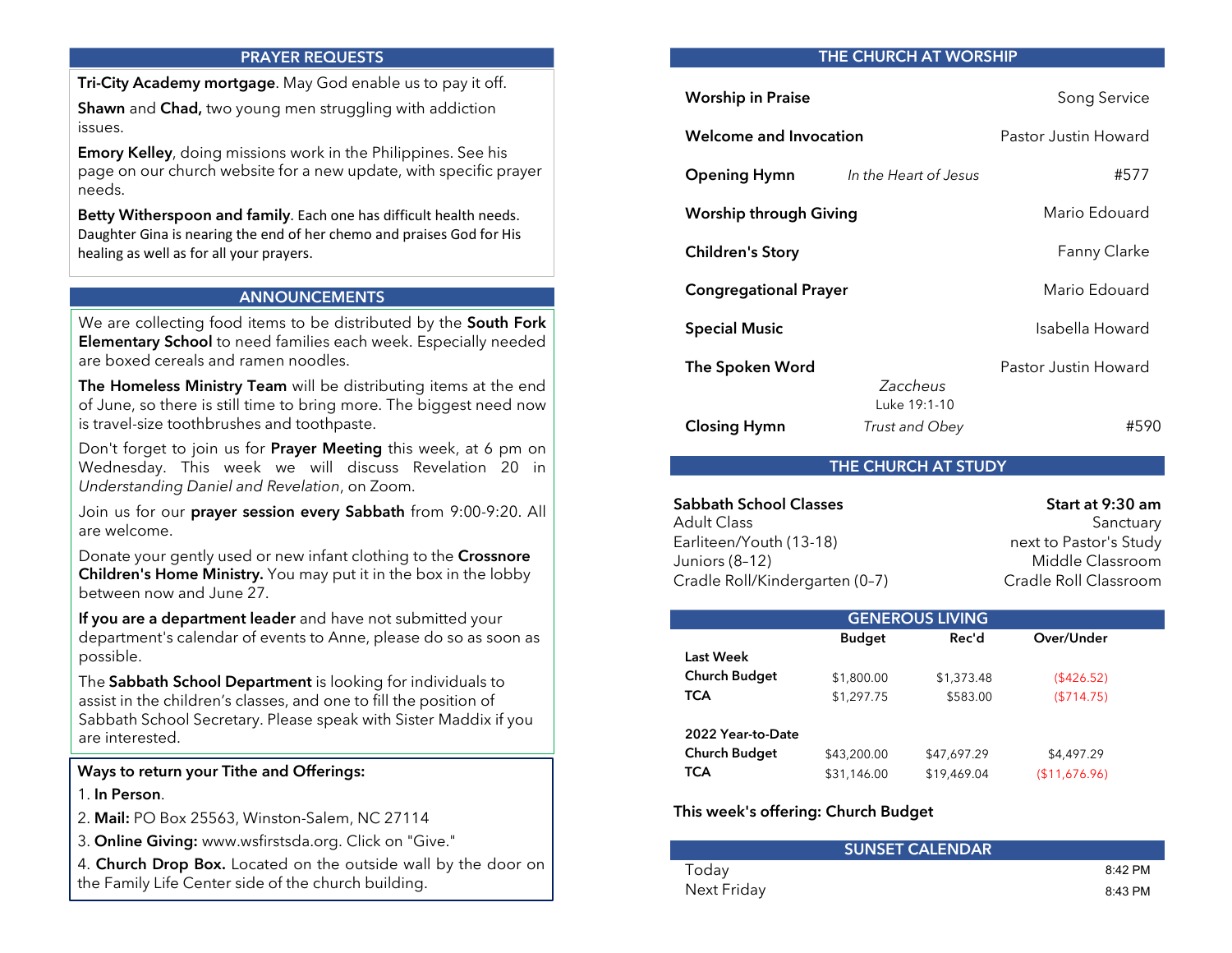## PRAYER REQUESTS

**Tri-City Academy mortgage**. May God enable us to pay it off.

**Shawn** and **Chad,** two young men struggling with addiction issues.

**Emory Kelley**, doing missions work in the Philippines. See his page on our church website for a new update, with specific prayer needs.

**Betty Witherspoon and family**. Each one has difficult health needs. Daughter Gina is nearing the end of her chemo and praises God for His healing as well as for all your prayers.

## ANNOUNCEMENTS

We are collecting food items to be distributed by the **South Fork Elementary School** to need families each week. Especially needed are boxed cereals and ramen noodles.

**The Homeless Ministry Team** will be distributing items at the end of June, so there is still time to bring more. The biggest need now is travel-size toothbrushes and toothpaste.

Don't forget to join us for **Prayer Meeting** this week, at 6 pm on Wednesday. This week we will discuss Revelation 20 in *Understanding Daniel and Revelation*, on Zoom.

Join us for our **prayer session every Sabbath** from 9:00-9:20. All are welcome.

Donate your gently used or new infant clothing to the **Crossnore Children's Home Ministry.** You may put it in the box in the lobby between now and June 27.

**If you are a department leader** and have not submitted your department's calendar of events to Anne, please do so as soon as possible.

The **Sabbath School Department** is looking for individuals to assist in the children's classes, and one to fill the position of Sabbath School Secretary. Please speak with Sister Maddix if you are interested.

**Ways to return your Tithe and Offerings:**

1. **In Person**.
2. **Mail:** PO Box 25563, Winston-Salem, NC 27114
3. **Online Giving:** www.wsfirstsda.org. Click on "Give."
4. **Church Drop Box.** Located on the outside wall by the door on the Family Life Center side of the church building.

## THE CHURCH AT WORSHIP

| | | |
|---|---|---|
| **Worship in Praise** | | Song Service |
| **Welcome and Invocation** | | Pastor Justin Howard |
| **Opening Hymn** | *In the Heart of Jesus* | #577 |
| **Worship through Giving** | | Mario Edouard |
| **Children's Story** | | Fanny Clarke |
| **Congregational Prayer** | | Mario Edouard |
| **Special Music** | | Isabella Howard |
| **The Spoken Word** | *Zaccheus* Luke 19:1-10 | Pastor Justin Howard |
| **Closing Hymn** | *Trust and Obey* | #590 |

## THE CHURCH AT STUDY

| | |
|---|---|
| **Sabbath School Classes** | **Start at 9:30 am** |
| Adult Class | Sanctuary |
| Earliteen/Youth (13-18) | next to Pastor's Study |
| Juniors (8–12) | Middle Classroom |
| Cradle Roll/Kindergarten (0-7) | Cradle Roll Classroom |

## GENEROUS LIVING

| | Budget | Rec'd | Over/Under |
|---|---|---|---|
| **Last Week** | | | |
| **Church Budget** | $1,800.00 | $1,373.48 | ($426.52) |
| **TCA** | $1,297.75 | $583.00 | ($714.75) |
| **2022 Year-to-Date** | | | |
| **Church Budget** | $43,200.00 | $47,697.29 | $4,497.29 |
| **TCA** | $31,146.00 | $19,469.04 | ($11,676.96) |

**This week's offering: Church Budget**

## SUNSET CALENDAR

| | |
|---|---|
| Today | 8:42 PM |
| Next Friday | 8:43 PM |